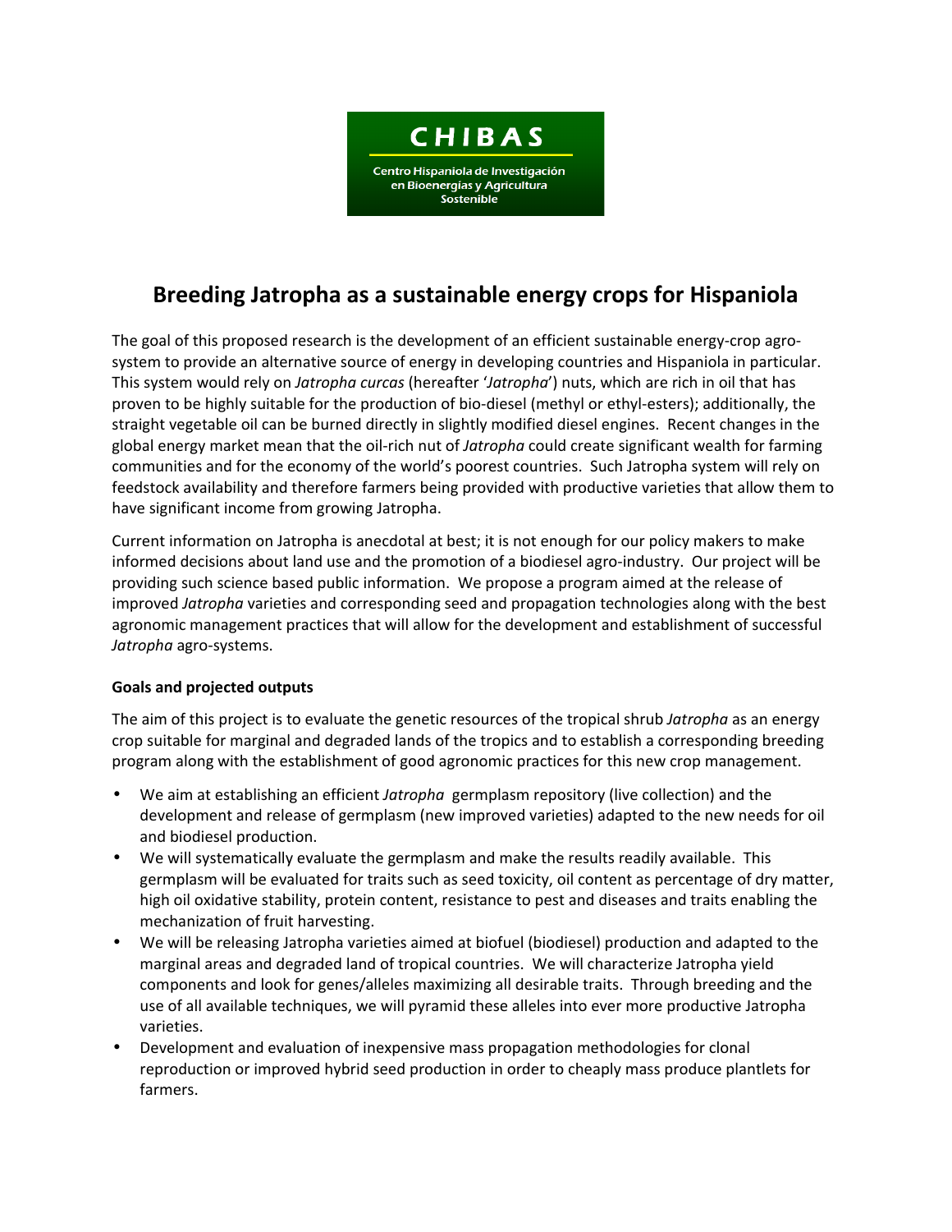**CHIBAS**

Centro Hispaniola de Investigación en Bioenergías y Agricultura Sostenible

# Breeding Jatropha as a sustainable energy crops for Hispaniola

The goal of this proposed research is the development of an efficient sustainable energy-crop agro-system to provide an alternative source of energy in developing countries and Hispaniola in particular. This system would rely on *Jatropha curcas* (hereafter '*Jatropha*') nuts, which are rich in oil that has proven to be highly suitable for the production of bio-diesel (methyl or ethyl-esters); additionally, the straight vegetable oil can be burned directly in slightly modified diesel engines. Recent changes in the global energy market mean that the oil-rich nut of *Jatropha* could create significant wealth for farming communities and for the economy of the world's poorest countries. Such Jatropha system will rely on feedstock availability and therefore farmers being provided with productive varieties that allow them to have significant income from growing Jatropha.

Current information on Jatropha is anecdotal at best; it is not enough for our policy makers to make informed decisions about land use and the promotion of a biodiesel agro-industry. Our project will be providing such science based public information. We propose a program aimed at the release of improved *Jatropha* varieties and corresponding seed and propagation technologies along with the best agronomic management practices that will allow for the development and establishment of successful *Jatropha* agro-systems.

### Goals and projected outputs

The aim of this project is to evaluate the genetic resources of the tropical shrub *Jatropha* as an energy crop suitable for marginal and degraded lands of the tropics and to establish a corresponding breeding program along with the establishment of good agronomic practices for this new crop management.

- We aim at establishing an efficient *Jatropha* germplasm repository (live collection) and the development and release of germplasm (new improved varieties) adapted to the new needs for oil and biodiesel production.
- We will systematically evaluate the germplasm and make the results readily available. This germplasm will be evaluated for traits such as seed toxicity, oil content as percentage of dry matter, high oil oxidative stability, protein content, resistance to pest and diseases and traits enabling the mechanization of fruit harvesting.
- We will be releasing Jatropha varieties aimed at biofuel (biodiesel) production and adapted to the marginal areas and degraded land of tropical countries. We will characterize Jatropha yield components and look for genes/alleles maximizing all desirable traits. Through breeding and the use of all available techniques, we will pyramid these alleles into ever more productive Jatropha varieties.
- Development and evaluation of inexpensive mass propagation methodologies for clonal reproduction or improved hybrid seed production in order to cheaply mass produce plantlets for farmers.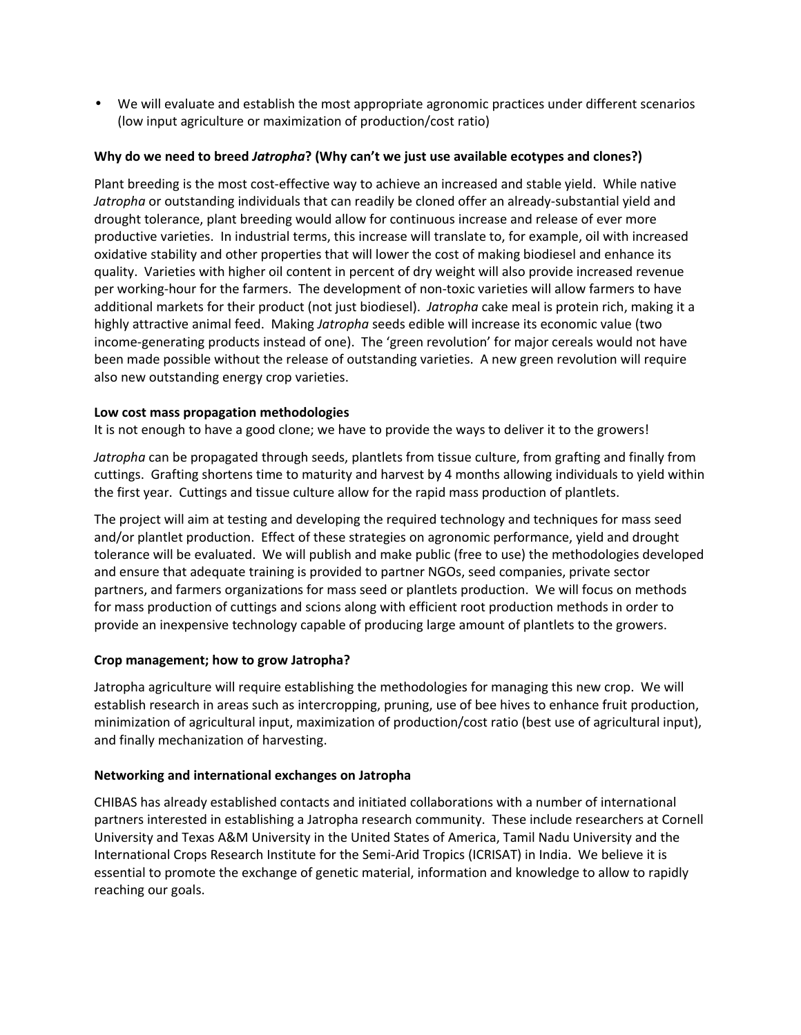- We will evaluate and establish the most appropriate agronomic practices under different scenarios (low input agriculture or maximization of production/cost ratio)

**Why do we need to breed *Jatropha*? (Why can't we just use available ecotypes and clones?)**

Plant breeding is the most cost-effective way to achieve an increased and stable yield. While native *Jatropha* or outstanding individuals that can readily be cloned offer an already-substantial yield and drought tolerance, plant breeding would allow for continuous increase and release of ever more productive varieties. In industrial terms, this increase will translate to, for example, oil with increased oxidative stability and other properties that will lower the cost of making biodiesel and enhance its quality. Varieties with higher oil content in percent of dry weight will also provide increased revenue per working-hour for the farmers. The development of non-toxic varieties will allow farmers to have additional markets for their product (not just biodiesel). *Jatropha* cake meal is protein rich, making it a highly attractive animal feed. Making *Jatropha* seeds edible will increase its economic value (two income-generating products instead of one). The 'green revolution' for major cereals would not have been made possible without the release of outstanding varieties. A new green revolution will require also new outstanding energy crop varieties.

**Low cost mass propagation methodologies**

It is not enough to have a good clone; we have to provide the ways to deliver it to the growers!

*Jatropha* can be propagated through seeds, plantlets from tissue culture, from grafting and finally from cuttings. Grafting shortens time to maturity and harvest by 4 months allowing individuals to yield within the first year. Cuttings and tissue culture allow for the rapid mass production of plantlets.

The project will aim at testing and developing the required technology and techniques for mass seed and/or plantlet production. Effect of these strategies on agronomic performance, yield and drought tolerance will be evaluated. We will publish and make public (free to use) the methodologies developed and ensure that adequate training is provided to partner NGOs, seed companies, private sector partners, and farmers organizations for mass seed or plantlets production. We will focus on methods for mass production of cuttings and scions along with efficient root production methods in order to provide an inexpensive technology capable of producing large amount of plantlets to the growers.

**Crop management; how to grow Jatropha?**

Jatropha agriculture will require establishing the methodologies for managing this new crop. We will establish research in areas such as intercropping, pruning, use of bee hives to enhance fruit production, minimization of agricultural input, maximization of production/cost ratio (best use of agricultural input), and finally mechanization of harvesting.

**Networking and international exchanges on Jatropha**

CHIBAS has already established contacts and initiated collaborations with a number of international partners interested in establishing a Jatropha research community. These include researchers at Cornell University and Texas A&M University in the United States of America, Tamil Nadu University and the International Crops Research Institute for the Semi-Arid Tropics (ICRISAT) in India. We believe it is essential to promote the exchange of genetic material, information and knowledge to allow to rapidly reaching our goals.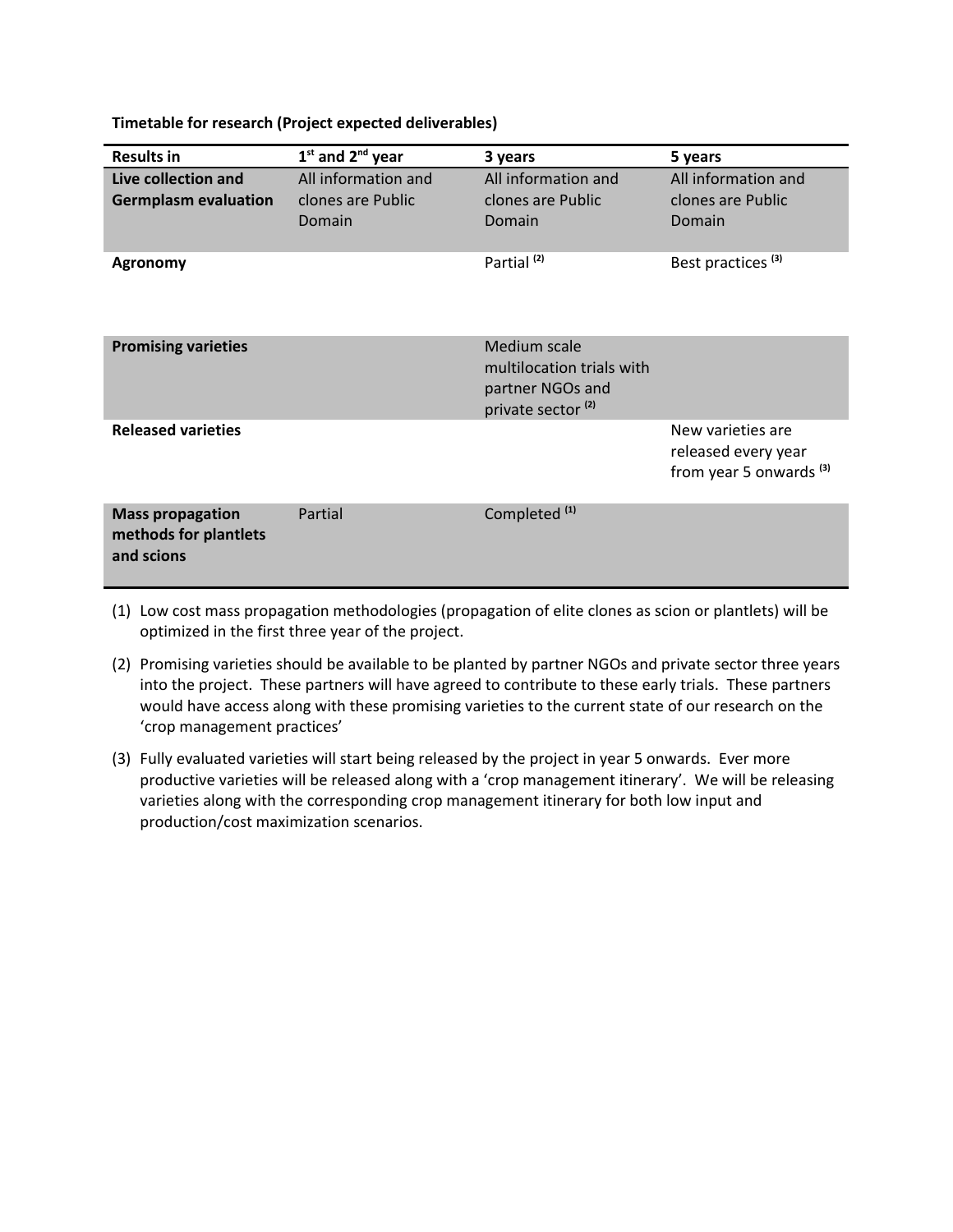**Timetable for research (Project expected deliverables)**

| Results in | 1st and 2nd year | 3 years | 5 years |
|---|---|---|---|
| **Live collection and Germplasm evaluation** | All information and clones are Public Domain | All information and clones are Public Domain | All information and clones are Public Domain |
| **Agronomy** | | Partial (2) | Best practices (3) |
| **Promising varieties** | | Medium scale multilocation trials with partner NGOs and private sector (2) | |
| **Released varieties** | | | New varieties are released every year from year 5 onwards (3) |
| **Mass propagation methods for plantlets and scions** | Partial | Completed (1) | |

(1) Low cost mass propagation methodologies (propagation of elite clones as scion or plantlets) will be optimized in the first three year of the project.

(2) Promising varieties should be available to be planted by partner NGOs and private sector three years into the project. These partners will have agreed to contribute to these early trials. These partners would have access along with these promising varieties to the current state of our research on the 'crop management practices'

(3) Fully evaluated varieties will start being released by the project in year 5 onwards. Ever more productive varieties will be released along with a 'crop management itinerary'. We will be releasing varieties along with the corresponding crop management itinerary for both low input and production/cost maximization scenarios.